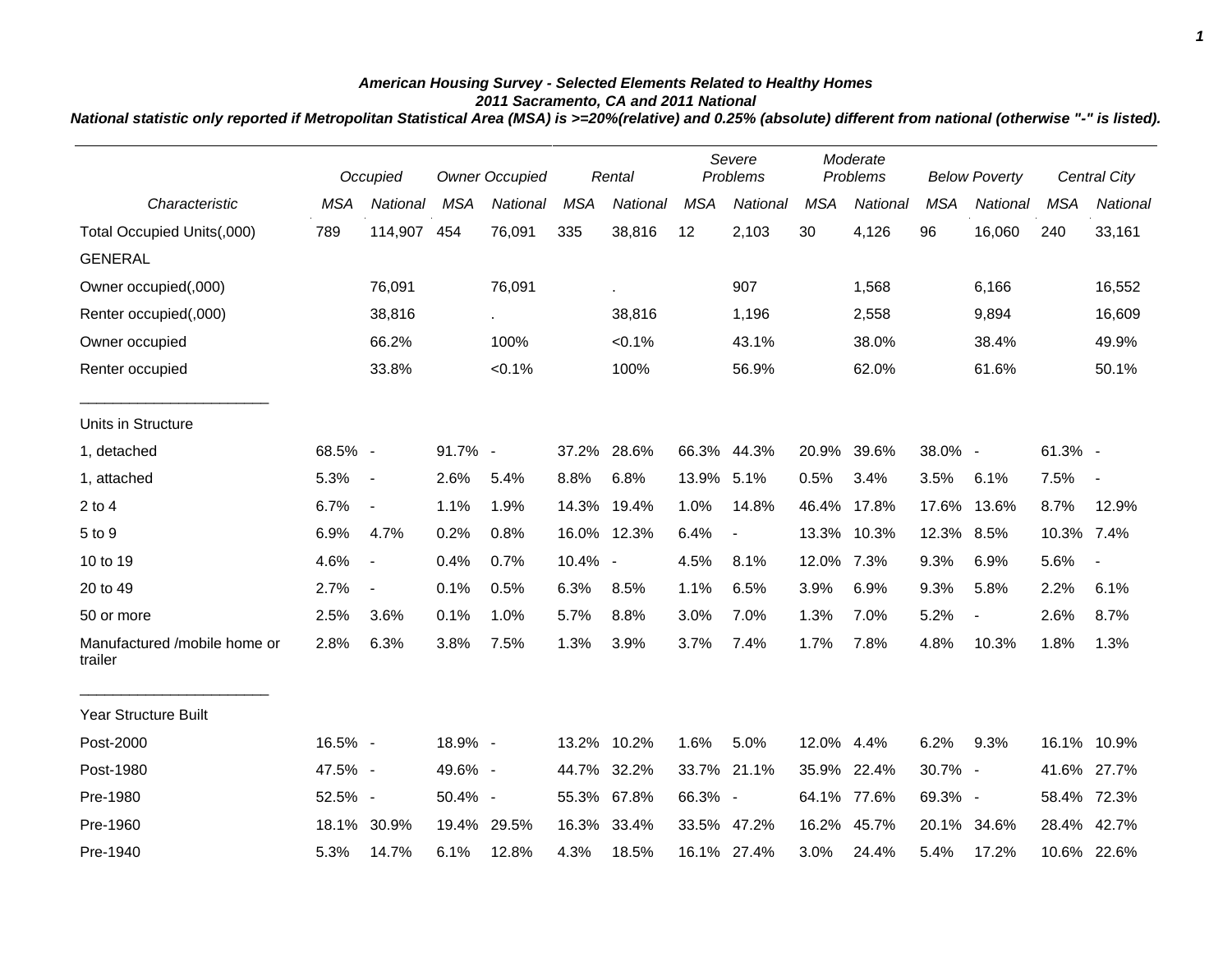### American Housing Survey - Selected Elements Related to Healthy Homes
### 2011 Sacramento, CA and 2011 National

***National statistic only reported if Metropolitan Statistical Area (MSA) is >=20%(relative) and 0.25% (absolute) different from national (otherwise "-" is listed).***

| | Occupied | | Owner Occupied | | Rental | | Severe Problems | | Moderate Problems | | Below Poverty | | Central City | |
|---|---|---|---|---|---|---|---|---|---|---|---|---|---|---|
| *Characteristic* | *MSA* | *National* | *MSA* | *National* | *MSA* | *National* | *MSA* | *National* | *MSA* | *National* | *MSA* | *National* | *MSA* | *National* |
| Total Occupied Units(,000) | 789 | 114,907 | 454 | 76,091 | 335 | 38,816 | 12 | 2,103 | 30 | 4,126 | 96 | 16,060 | 240 | 33,161 |
| GENERAL | | | | | | | | | | | | | | |
| Owner occupied(,000) | | 76,091 | | 76,091 | | . | | 907 | | 1,568 | | 6,166 | | 16,552 |
| Renter occupied(,000) | | 38,816 | | . | | 38,816 | | 1,196 | | 2,558 | | 9,894 | | 16,609 |
| Owner occupied | | 66.2% | | 100% | | <0.1% | | 43.1% | | 38.0% | | 38.4% | | 49.9% |
| Renter occupied | | 33.8% | | <0.1% | | 100% | | 56.9% | | 62.0% | | 61.6% | | 50.1% |
| Units in Structure | | | | | | | | | | | | | | |
| 1, detached | 68.5% | - | 91.7% | - | 37.2% | 28.6% | 66.3% | 44.3% | 20.9% | 39.6% | 38.0% | - | 61.3% | - |
| 1, attached | 5.3% | - | 2.6% | 5.4% | 8.8% | 6.8% | 13.9% | 5.1% | 0.5% | 3.4% | 3.5% | 6.1% | 7.5% | - |
| 2 to 4 | 6.7% | - | 1.1% | 1.9% | 14.3% | 19.4% | 1.0% | 14.8% | 46.4% | 17.8% | 17.6% | 13.6% | 8.7% | 12.9% |
| 5 to 9 | 6.9% | 4.7% | 0.2% | 0.8% | 16.0% | 12.3% | 6.4% | - | 13.3% | 10.3% | 12.3% | 8.5% | 10.3% | 7.4% |
| 10 to 19 | 4.6% | - | 0.4% | 0.7% | 10.4% | - | 4.5% | 8.1% | 12.0% | 7.3% | 9.3% | 6.9% | 5.6% | - |
| 20 to 49 | 2.7% | - | 0.1% | 0.5% | 6.3% | 8.5% | 1.1% | 6.5% | 3.9% | 6.9% | 9.3% | 5.8% | 2.2% | 6.1% |
| 50 or more | 2.5% | 3.6% | 0.1% | 1.0% | 5.7% | 8.8% | 3.0% | 7.0% | 1.3% | 7.0% | 5.2% | - | 2.6% | 8.7% |
| Manufactured /mobile home or trailer | 2.8% | 6.3% | 3.8% | 7.5% | 1.3% | 3.9% | 3.7% | 7.4% | 1.7% | 7.8% | 4.8% | 10.3% | 1.8% | 1.3% |
| Year Structure Built | | | | | | | | | | | | | | |
| Post-2000 | 16.5% | - | 18.9% | - | 13.2% | 10.2% | 1.6% | 5.0% | 12.0% | 4.4% | 6.2% | 9.3% | 16.1% | 10.9% |
| Post-1980 | 47.5% | - | 49.6% | - | 44.7% | 32.2% | 33.7% | 21.1% | 35.9% | 22.4% | 30.7% | - | 41.6% | 27.7% |
| Pre-1980 | 52.5% | - | 50.4% | - | 55.3% | 67.8% | 66.3% | - | 64.1% | 77.6% | 69.3% | - | 58.4% | 72.3% |
| Pre-1960 | 18.1% | 30.9% | 19.4% | 29.5% | 16.3% | 33.4% | 33.5% | 47.2% | 16.2% | 45.7% | 20.1% | 34.6% | 28.4% | 42.7% |
| Pre-1940 | 5.3% | 14.7% | 6.1% | 12.8% | 4.3% | 18.5% | 16.1% | 27.4% | 3.0% | 24.4% | 5.4% | 17.2% | 10.6% | 22.6% |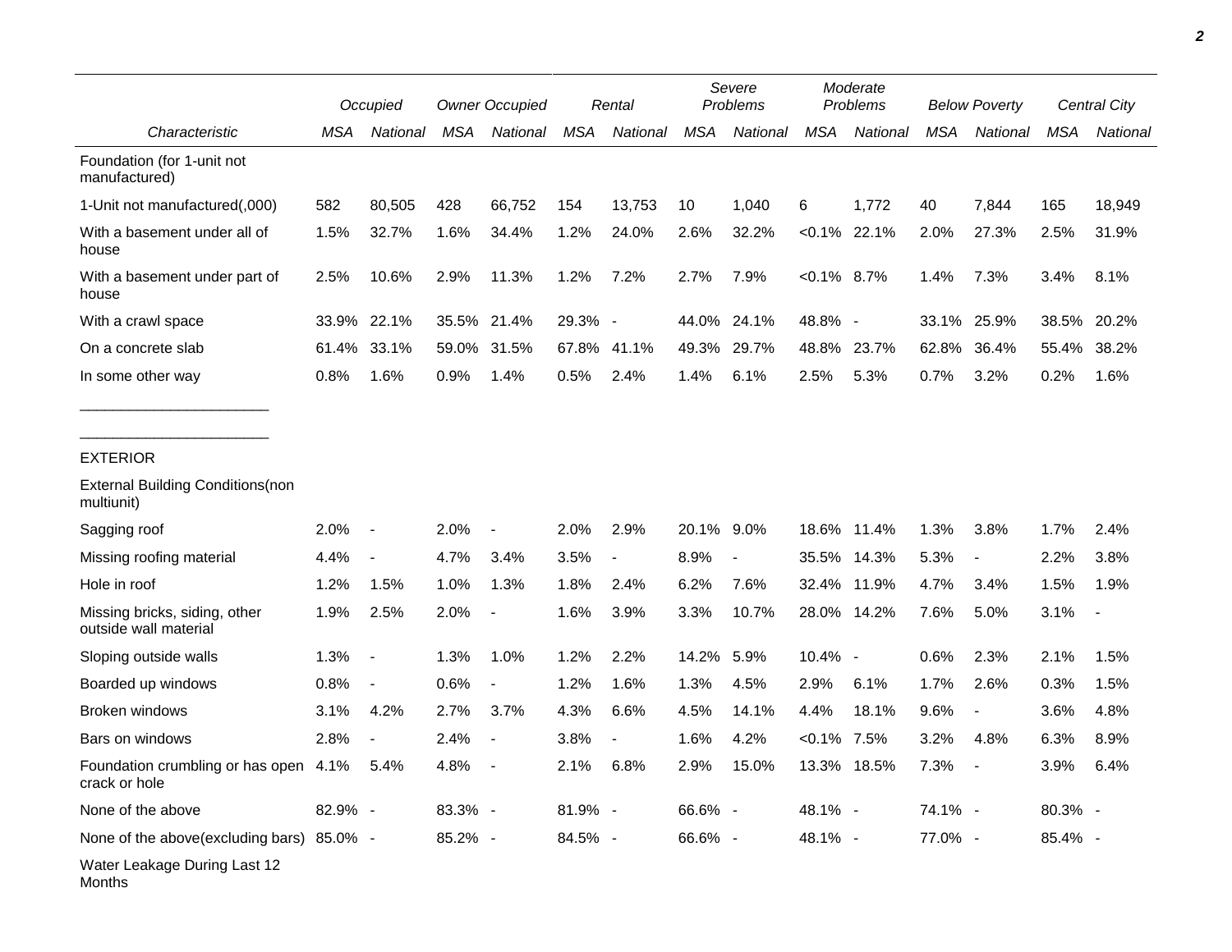| Characteristic | Occupied | | Owner Occupied | | Rental | | Severe Problems | | Moderate Problems | | Below Poverty | | Central City | |
|---|---|---|---|---|---|---|---|---|---|---|---|---|---|---|
| | MSA | National | MSA | National | MSA | National | MSA | National | MSA | National | MSA | National | MSA | National |
| Foundation (for 1-unit not manufactured) | | | | | | | | | | | | | | |
| 1-Unit not manufactured(,000) | 582 | 80,505 | 428 | 66,752 | 154 | 13,753 | 10 | 1,040 | 6 | 1,772 | 40 | 7,844 | 165 | 18,949 |
| With a basement under all of house | 1.5% | 32.7% | 1.6% | 34.4% | 1.2% | 24.0% | 2.6% | 32.2% | <0.1% | 22.1% | 2.0% | 27.3% | 2.5% | 31.9% |
| With a basement under part of house | 2.5% | 10.6% | 2.9% | 11.3% | 1.2% | 7.2% | 2.7% | 7.9% | <0.1% | 8.7% | 1.4% | 7.3% | 3.4% | 8.1% |
| With a crawl space | 33.9% | 22.1% | 35.5% | 21.4% | 29.3% | - | 44.0% | 24.1% | 48.8% | - | 33.1% | 25.9% | 38.5% | 20.2% |
| On a concrete slab | 61.4% | 33.1% | 59.0% | 31.5% | 67.8% | 41.1% | 49.3% | 29.7% | 48.8% | 23.7% | 62.8% | 36.4% | 55.4% | 38.2% |
| In some other way | 0.8% | 1.6% | 0.9% | 1.4% | 0.5% | 2.4% | 1.4% | 6.1% | 2.5% | 5.3% | 0.7% | 3.2% | 0.2% | 1.6% |
| _______________________ | | | | | | | | | | | | | | |
| _______________________ | | | | | | | | | | | | | | |
| EXTERIOR | | | | | | | | | | | | | | |
| External Building Conditions(non multiunit) | | | | | | | | | | | | | | |
| Sagging roof | 2.0% | - | 2.0% | - | 2.0% | 2.9% | 20.1% | 9.0% | 18.6% | 11.4% | 1.3% | 3.8% | 1.7% | 2.4% |
| Missing roofing material | 4.4% | - | 4.7% | 3.4% | 3.5% | - | 8.9% | - | 35.5% | 14.3% | 5.3% | - | 2.2% | 3.8% |
| Hole in roof | 1.2% | 1.5% | 1.0% | 1.3% | 1.8% | 2.4% | 6.2% | 7.6% | 32.4% | 11.9% | 4.7% | 3.4% | 1.5% | 1.9% |
| Missing bricks, siding, other outside wall material | 1.9% | 2.5% | 2.0% | - | 1.6% | 3.9% | 3.3% | 10.7% | 28.0% | 14.2% | 7.6% | 5.0% | 3.1% | - |
| Sloping outside walls | 1.3% | - | 1.3% | 1.0% | 1.2% | 2.2% | 14.2% | 5.9% | 10.4% | - | 0.6% | 2.3% | 2.1% | 1.5% |
| Boarded up windows | 0.8% | - | 0.6% | - | 1.2% | 1.6% | 1.3% | 4.5% | 2.9% | 6.1% | 1.7% | 2.6% | 0.3% | 1.5% |
| Broken windows | 3.1% | 4.2% | 2.7% | 3.7% | 4.3% | 6.6% | 4.5% | 14.1% | 4.4% | 18.1% | 9.6% | - | 3.6% | 4.8% |
| Bars on windows | 2.8% | - | 2.4% | - | 3.8% | - | 1.6% | 4.2% | <0.1% | 7.5% | 3.2% | 4.8% | 6.3% | 8.9% |
| Foundation crumbling or has open crack or hole | 4.1% | 5.4% | 4.8% | - | 2.1% | 6.8% | 2.9% | 15.0% | 13.3% | 18.5% | 7.3% | - | 3.9% | 6.4% |
| None of the above | 82.9% | - | 83.3% | - | 81.9% | - | 66.6% | - | 48.1% | - | 74.1% | - | 80.3% | - |
| None of the above(excluding bars) | 85.0% | - | 85.2% | - | 84.5% | - | 66.6% | - | 48.1% | - | 77.0% | - | 85.4% | - |
| Water Leakage During Last 12 Months | | | | | | | | | | | | | | |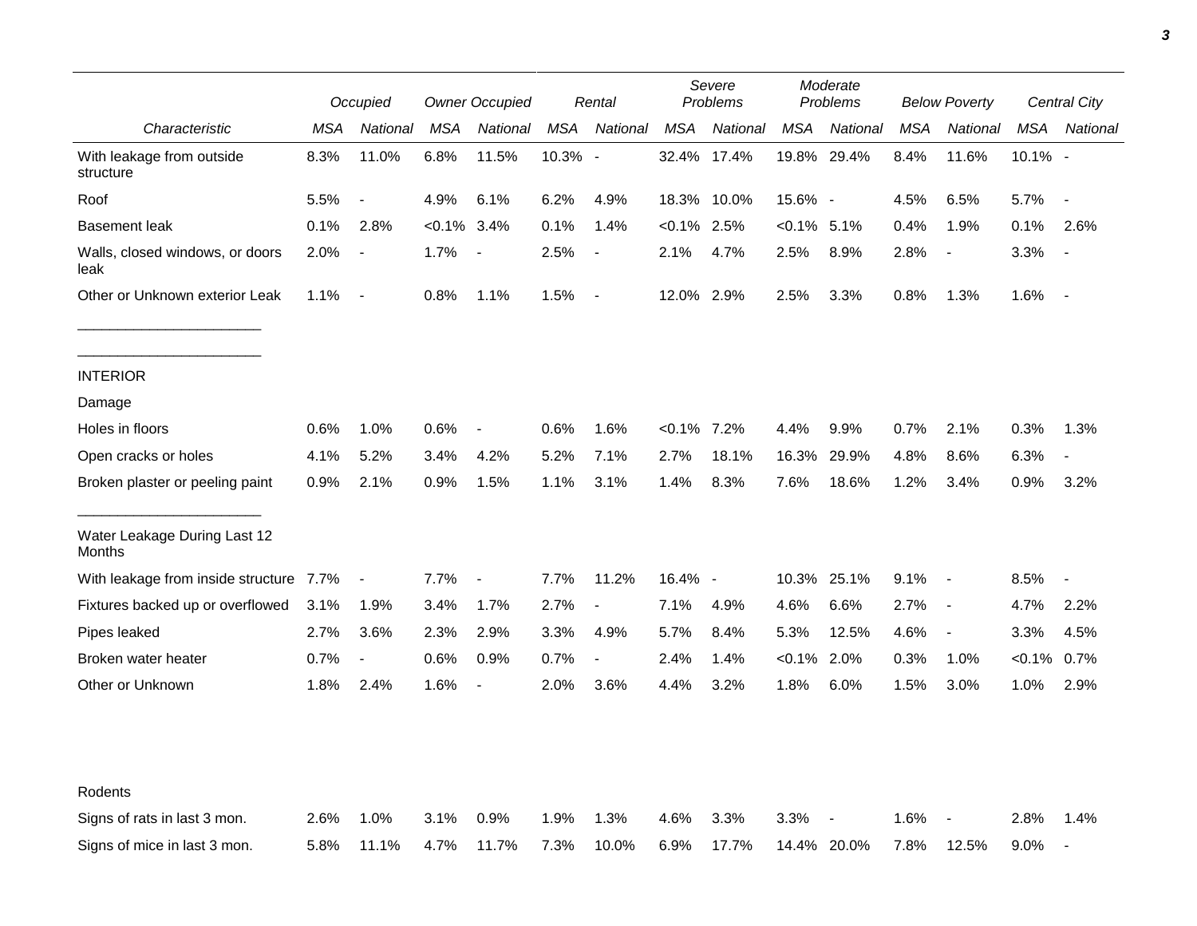| Characteristic | Occupied | | Owner Occupied | | Rental | | Severe Problems | | Moderate Problems | | Below Poverty | | Central City | |
|---|---|---|---|---|---|---|---|---|---|---|---|---|---|---|
| | MSA | National | MSA | National | MSA | National | MSA | National | MSA | National | MSA | National | MSA | National |
| With leakage from outside structure | 8.3% | 11.0% | 6.8% | 11.5% | 10.3% | - | 32.4% | 17.4% | 19.8% | 29.4% | 8.4% | 11.6% | 10.1% | - |
| Roof | 5.5% | - | 4.9% | 6.1% | 6.2% | 4.9% | 18.3% | 10.0% | 15.6% | - | 4.5% | 6.5% | 5.7% | - |
| Basement leak | 0.1% | 2.8% | <0.1% | 3.4% | 0.1% | 1.4% | <0.1% | 2.5% | <0.1% | 5.1% | 0.4% | 1.9% | 0.1% | 2.6% |
| Walls, closed windows, or doors leak | 2.0% | - | 1.7% | - | 2.5% | - | 2.1% | 4.7% | 2.5% | 8.9% | 2.8% | - | 3.3% | - |
| Other or Unknown exterior Leak | 1.1% | - | 0.8% | 1.1% | 1.5% | - | 12.0% | 2.9% | 2.5% | 3.3% | 0.8% | 1.3% | 1.6% | - |
| INTERIOR | | | | | | | | | | | | | | |
| Damage | | | | | | | | | | | | | | |
| Holes in floors | 0.6% | 1.0% | 0.6% | - | 0.6% | 1.6% | <0.1% | 7.2% | 4.4% | 9.9% | 0.7% | 2.1% | 0.3% | 1.3% |
| Open cracks or holes | 4.1% | 5.2% | 3.4% | 4.2% | 5.2% | 7.1% | 2.7% | 18.1% | 16.3% | 29.9% | 4.8% | 8.6% | 6.3% | - |
| Broken plaster or peeling paint | 0.9% | 2.1% | 0.9% | 1.5% | 1.1% | 3.1% | 1.4% | 8.3% | 7.6% | 18.6% | 1.2% | 3.4% | 0.9% | 3.2% |
| Water Leakage During Last 12 Months | | | | | | | | | | | | | | |
| With leakage from inside structure | 7.7% | - | 7.7% | - | 7.7% | 11.2% | 16.4% | - | 10.3% | 25.1% | 9.1% | - | 8.5% | - |
| Fixtures backed up or overflowed | 3.1% | 1.9% | 3.4% | 1.7% | 2.7% | - | 7.1% | 4.9% | 4.6% | 6.6% | 2.7% | - | 4.7% | 2.2% |
| Pipes leaked | 2.7% | 3.6% | 2.3% | 2.9% | 3.3% | 4.9% | 5.7% | 8.4% | 5.3% | 12.5% | 4.6% | - | 3.3% | 4.5% |
| Broken water heater | 0.7% | - | 0.6% | 0.9% | 0.7% | - | 2.4% | 1.4% | <0.1% | 2.0% | 0.3% | 1.0% | <0.1% | 0.7% |
| Other or Unknown | 1.8% | 2.4% | 1.6% | - | 2.0% | 3.6% | 4.4% | 3.2% | 1.8% | 6.0% | 1.5% | 3.0% | 1.0% | 2.9% |
| Rodents | | | | | | | | | | | | | | |
| Signs of rats in last 3 mon. | 2.6% | 1.0% | 3.1% | 0.9% | 1.9% | 1.3% | 4.6% | 3.3% | 3.3% | - | 1.6% | - | 2.8% | 1.4% |
| Signs of mice in last 3 mon. | 5.8% | 11.1% | 4.7% | 11.7% | 7.3% | 10.0% | 6.9% | 17.7% | 14.4% | 20.0% | 7.8% | 12.5% | 9.0% | - |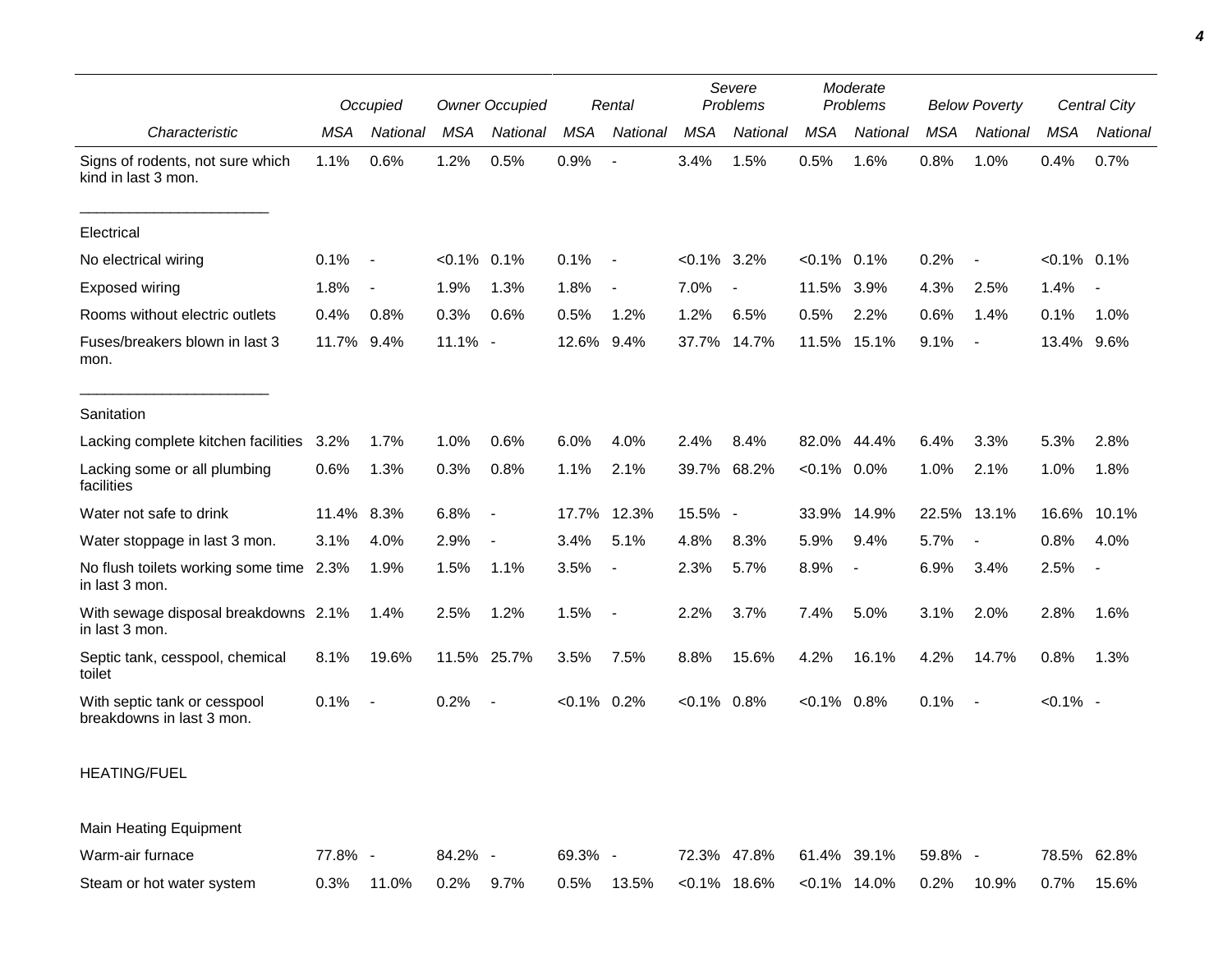| | Occupied | | Owner Occupied | | Rental | | Severe Problems | | Moderate Problems | | Below Poverty | | Central City | |
|---|---|---|---|---|---|---|---|---|---|---|---|---|---|---|
| *Characteristic* | *MSA* | *National* | *MSA* | *National* | *MSA* | *National* | *MSA* | *National* | *MSA* | *National* | *MSA* | *National* | *MSA* | *National* |
| Signs of rodents, not sure which kind in last 3 mon. | 1.1% | 0.6% | 1.2% | 0.5% | 0.9% | - | 3.4% | 1.5% | 0.5% | 1.6% | 0.8% | 1.0% | 0.4% | 0.7% |
| Electrical | | | | | | | | | | | | | | |
| No electrical wiring | 0.1% | - | <0.1% | 0.1% | 0.1% | - | <0.1% | 3.2% | <0.1% | 0.1% | 0.2% | - | <0.1% | 0.1% |
| Exposed wiring | 1.8% | - | 1.9% | 1.3% | 1.8% | - | 7.0% | - | 11.5% | 3.9% | 4.3% | 2.5% | 1.4% | - |
| Rooms without electric outlets | 0.4% | 0.8% | 0.3% | 0.6% | 0.5% | 1.2% | 1.2% | 6.5% | 0.5% | 2.2% | 0.6% | 1.4% | 0.1% | 1.0% |
| Fuses/breakers blown in last 3 mon. | 11.7% | 9.4% | 11.1% | - | 12.6% | 9.4% | 37.7% | 14.7% | 11.5% | 15.1% | 9.1% | - | 13.4% | 9.6% |
| Sanitation | | | | | | | | | | | | | | |
| Lacking complete kitchen facilities | 3.2% | 1.7% | 1.0% | 0.6% | 6.0% | 4.0% | 2.4% | 8.4% | 82.0% | 44.4% | 6.4% | 3.3% | 5.3% | 2.8% |
| Lacking some or all plumbing facilities | 0.6% | 1.3% | 0.3% | 0.8% | 1.1% | 2.1% | 39.7% | 68.2% | <0.1% | 0.0% | 1.0% | 2.1% | 1.0% | 1.8% |
| Water not safe to drink | 11.4% | 8.3% | 6.8% | - | 17.7% | 12.3% | 15.5% | - | 33.9% | 14.9% | 22.5% | 13.1% | 16.6% | 10.1% |
| Water stoppage in last 3 mon. | 3.1% | 4.0% | 2.9% | - | 3.4% | 5.1% | 4.8% | 8.3% | 5.9% | 9.4% | 5.7% | - | 0.8% | 4.0% |
| No flush toilets working some time in last 3 mon. | 2.3% | 1.9% | 1.5% | 1.1% | 3.5% | - | 2.3% | 5.7% | 8.9% | - | 6.9% | 3.4% | 2.5% | - |
| With sewage disposal breakdowns in last 3 mon. | 2.1% | 1.4% | 2.5% | 1.2% | 1.5% | - | 2.2% | 3.7% | 7.4% | 5.0% | 3.1% | 2.0% | 2.8% | 1.6% |
| Septic tank, cesspool, chemical toilet | 8.1% | 19.6% | 11.5% | 25.7% | 3.5% | 7.5% | 8.8% | 15.6% | 4.2% | 16.1% | 4.2% | 14.7% | 0.8% | 1.3% |
| With septic tank or cesspool breakdowns in last 3 mon. | 0.1% | - | 0.2% | - | <0.1% | 0.2% | <0.1% | 0.8% | <0.1% | 0.8% | 0.1% | - | <0.1% | - |
| HEATING/FUEL | | | | | | | | | | | | | | |
| Main Heating Equipment | | | | | | | | | | | | | | |
| Warm-air furnace | 77.8% | - | 84.2% | - | 69.3% | - | 72.3% | 47.8% | 61.4% | 39.1% | 59.8% | - | 78.5% | 62.8% |
| Steam or hot water system | 0.3% | 11.0% | 0.2% | 9.7% | 0.5% | 13.5% | <0.1% | 18.6% | <0.1% | 14.0% | 0.2% | 10.9% | 0.7% | 15.6% |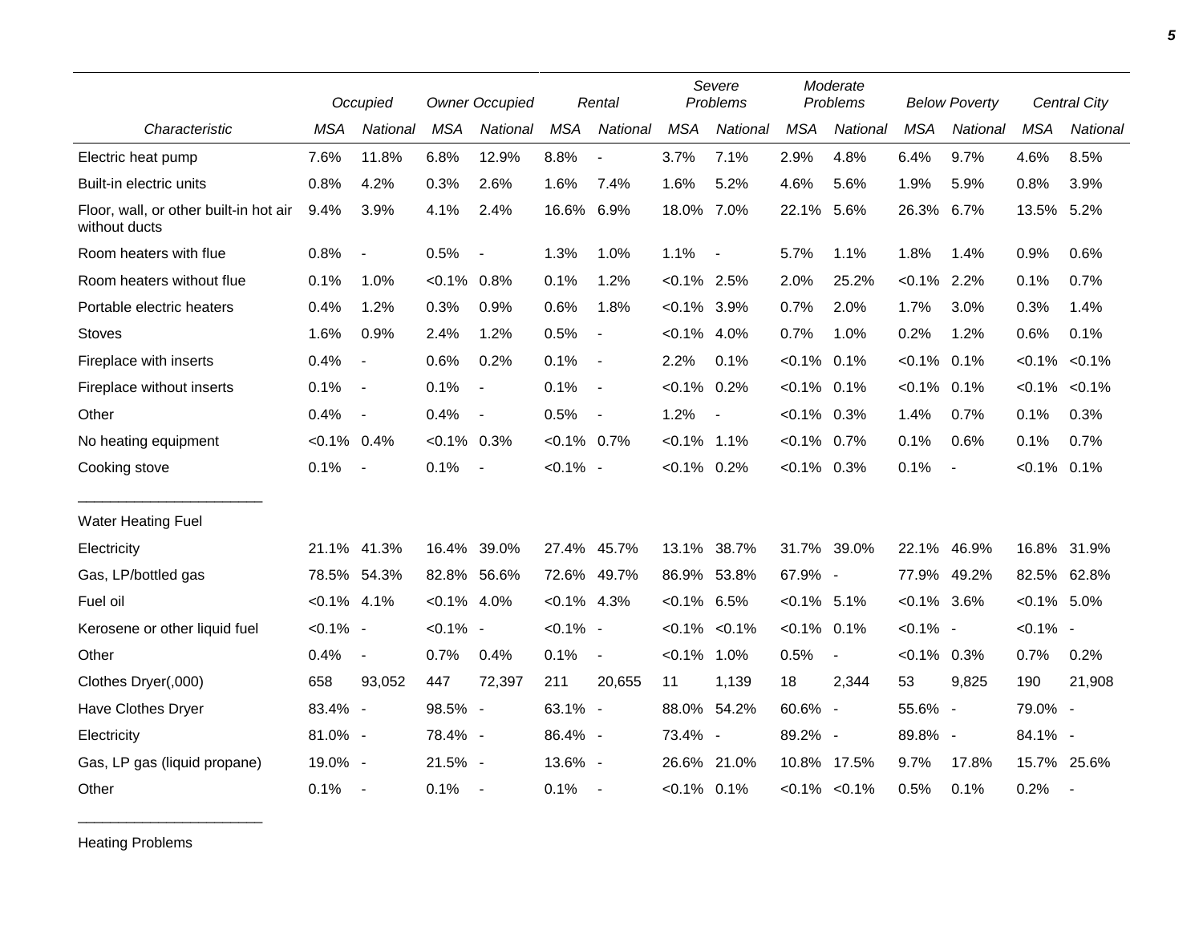| Characteristic | Occupied | | Owner Occupied | | Rental | | Severe Problems | | Moderate Problems | | Below Poverty | | Central City | |
|---|---|---|---|---|---|---|---|---|---|---|---|---|---|---|
| | MSA | National | MSA | National | MSA | National | MSA | National | MSA | National | MSA | National | MSA | National |
| Electric heat pump | 7.6% | 11.8% | 6.8% | 12.9% | 8.8% | - | 3.7% | 7.1% | 2.9% | 4.8% | 6.4% | 9.7% | 4.6% | 8.5% |
| Built-in electric units | 0.8% | 4.2% | 0.3% | 2.6% | 1.6% | 7.4% | 1.6% | 5.2% | 4.6% | 5.6% | 1.9% | 5.9% | 0.8% | 3.9% |
| Floor, wall, or other built-in hot air without ducts | 9.4% | 3.9% | 4.1% | 2.4% | 16.6% | 6.9% | 18.0% | 7.0% | 22.1% | 5.6% | 26.3% | 6.7% | 13.5% | 5.2% |
| Room heaters with flue | 0.8% | - | 0.5% | - | 1.3% | 1.0% | 1.1% | - | 5.7% | 1.1% | 1.8% | 1.4% | 0.9% | 0.6% |
| Room heaters without flue | 0.1% | 1.0% | <0.1% | 0.8% | 0.1% | 1.2% | <0.1% | 2.5% | 2.0% | 25.2% | <0.1% | 2.2% | 0.1% | 0.7% |
| Portable electric heaters | 0.4% | 1.2% | 0.3% | 0.9% | 0.6% | 1.8% | <0.1% | 3.9% | 0.7% | 2.0% | 1.7% | 3.0% | 0.3% | 1.4% |
| Stoves | 1.6% | 0.9% | 2.4% | 1.2% | 0.5% | - | <0.1% | 4.0% | 0.7% | 1.0% | 0.2% | 1.2% | 0.6% | 0.1% |
| Fireplace with inserts | 0.4% | - | 0.6% | 0.2% | 0.1% | - | 2.2% | 0.1% | <0.1% | 0.1% | <0.1% | 0.1% | <0.1% | <0.1% |
| Fireplace without inserts | 0.1% | - | 0.1% | - | 0.1% | - | <0.1% | 0.2% | <0.1% | 0.1% | <0.1% | 0.1% | <0.1% | <0.1% |
| Other | 0.4% | - | 0.4% | - | 0.5% | - | 1.2% | - | <0.1% | 0.3% | 1.4% | 0.7% | 0.1% | 0.3% |
| No heating equipment | <0.1% | 0.4% | <0.1% | 0.3% | <0.1% | 0.7% | <0.1% | 1.1% | <0.1% | 0.7% | 0.1% | 0.6% | 0.1% | 0.7% |
| Cooking stove | 0.1% | - | 0.1% | - | <0.1% | - | <0.1% | 0.2% | <0.1% | 0.3% | 0.1% | - | <0.1% | 0.1% |
| Water Heating Fuel | | | | | | | | | | | | | | |
| Electricity | 21.1% | 41.3% | 16.4% | 39.0% | 27.4% | 45.7% | 13.1% | 38.7% | 31.7% | 39.0% | 22.1% | 46.9% | 16.8% | 31.9% |
| Gas, LP/bottled gas | 78.5% | 54.3% | 82.8% | 56.6% | 72.6% | 49.7% | 86.9% | 53.8% | 67.9% | - | 77.9% | 49.2% | 82.5% | 62.8% |
| Fuel oil | <0.1% | 4.1% | <0.1% | 4.0% | <0.1% | 4.3% | <0.1% | 6.5% | <0.1% | 5.1% | <0.1% | 3.6% | <0.1% | 5.0% |
| Kerosene or other liquid fuel | <0.1% | - | <0.1% | - | <0.1% | - | <0.1% | <0.1% | <0.1% | 0.1% | <0.1% | - | <0.1% | - |
| Other | 0.4% | - | 0.7% | 0.4% | 0.1% | - | <0.1% | 1.0% | 0.5% | - | <0.1% | 0.3% | 0.7% | 0.2% |
| Clothes Dryer(,000) | 658 | 93,052 | 447 | 72,397 | 211 | 20,655 | 11 | 1,139 | 18 | 2,344 | 53 | 9,825 | 190 | 21,908 |
| Have Clothes Dryer | 83.4% | - | 98.5% | - | 63.1% | - | 88.0% | 54.2% | 60.6% | - | 55.6% | - | 79.0% | - |
| Electricity | 81.0% | - | 78.4% | - | 86.4% | - | 73.4% | - | 89.2% | - | 89.8% | - | 84.1% | - |
| Gas, LP gas (liquid propane) | 19.0% | - | 21.5% | - | 13.6% | - | 26.6% | 21.0% | 10.8% | 17.5% | 9.7% | 17.8% | 15.7% | 25.6% |
| Other | 0.1% | - | 0.1% | - | 0.1% | - | <0.1% | 0.1% | <0.1% | <0.1% | 0.5% | 0.1% | 0.2% | - |

Heating Problems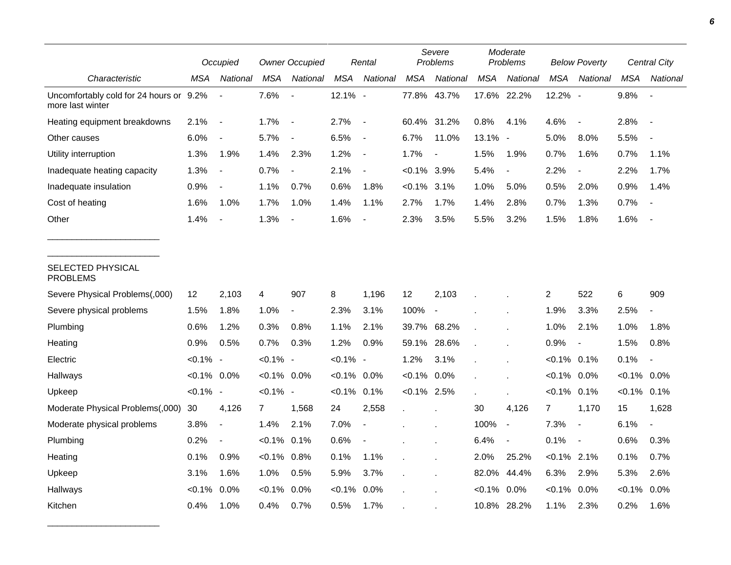| Characteristic | Occupied | | Owner Occupied | | Rental | | Severe Problems | | Moderate Problems | | Below Poverty | | Central City | |
|---|---|---|---|---|---|---|---|---|---|---|---|---|---|---|
| | MSA | National | MSA | National | MSA | National | MSA | National | MSA | National | MSA | National | MSA | National |
| Uncomfortably cold for 24 hours or more last winter | 9.2% | - | 7.6% | - | 12.1% | - | 77.8% | 43.7% | 17.6% | 22.2% | 12.2% | - | 9.8% | - |
| Heating equipment breakdowns | 2.1% | - | 1.7% | - | 2.7% | - | 60.4% | 31.2% | 0.8% | 4.1% | 4.6% | - | 2.8% | - |
| Other causes | 6.0% | - | 5.7% | - | 6.5% | - | 6.7% | 11.0% | 13.1% | - | 5.0% | 8.0% | 5.5% | - |
| Utility interruption | 1.3% | 1.9% | 1.4% | 2.3% | 1.2% | - | 1.7% | - | 1.5% | 1.9% | 0.7% | 1.6% | 0.7% | 1.1% |
| Inadequate heating capacity | 1.3% | - | 0.7% | - | 2.1% | - | <0.1% | 3.9% | 5.4% | - | 2.2% | - | 2.2% | 1.7% |
| Inadequate insulation | 0.9% | - | 1.1% | 0.7% | 0.6% | 1.8% | <0.1% | 3.1% | 1.0% | 5.0% | 0.5% | 2.0% | 0.9% | 1.4% |
| Cost of heating | 1.6% | 1.0% | 1.7% | 1.0% | 1.4% | 1.1% | 2.7% | 1.7% | 1.4% | 2.8% | 0.7% | 1.3% | 0.7% | - |
| Other | 1.4% | - | 1.3% | - | 1.6% | - | 2.3% | 3.5% | 5.5% | 3.2% | 1.5% | 1.8% | 1.6% | - |
| SELECTED PHYSICAL PROBLEMS | | | | | | | | | | | | | | |
| Severe Physical Problems(,000) | 12 | 2,103 | 4 | 907 | 8 | 1,196 | 12 | 2,103 | . | . | 2 | 522 | 6 | 909 |
| Severe physical problems | 1.5% | 1.8% | 1.0% | - | 2.3% | 3.1% | 100% | - | . | . | 1.9% | 3.3% | 2.5% | - |
| Plumbing | 0.6% | 1.2% | 0.3% | 0.8% | 1.1% | 2.1% | 39.7% | 68.2% | . | . | 1.0% | 2.1% | 1.0% | 1.8% |
| Heating | 0.9% | 0.5% | 0.7% | 0.3% | 1.2% | 0.9% | 59.1% | 28.6% | . | . | 0.9% | - | 1.5% | 0.8% |
| Electric | <0.1% | - | <0.1% | - | <0.1% | - | 1.2% | 3.1% | . | . | <0.1% | 0.1% | 0.1% | - |
| Hallways | <0.1% | 0.0% | <0.1% | 0.0% | <0.1% | 0.0% | <0.1% | 0.0% | . | . | <0.1% | 0.0% | <0.1% | 0.0% |
| Upkeep | <0.1% | - | <0.1% | - | <0.1% | 0.1% | <0.1% | 2.5% | . | . | <0.1% | 0.1% | <0.1% | 0.1% |
| Moderate Physical Problems(,000) | 30 | 4,126 | 7 | 1,568 | 24 | 2,558 | . | . | 30 | 4,126 | 7 | 1,170 | 15 | 1,628 |
| Moderate physical problems | 3.8% | - | 1.4% | 2.1% | 7.0% | - | . | . | 100% | - | 7.3% | - | 6.1% | - |
| Plumbing | 0.2% | - | <0.1% | 0.1% | 0.6% | - | . | . | 6.4% | - | 0.1% | - | 0.6% | 0.3% |
| Heating | 0.1% | 0.9% | <0.1% | 0.8% | 0.1% | 1.1% | . | . | 2.0% | 25.2% | <0.1% | 2.1% | 0.1% | 0.7% |
| Upkeep | 3.1% | 1.6% | 1.0% | 0.5% | 5.9% | 3.7% | . | . | 82.0% | 44.4% | 6.3% | 2.9% | 5.3% | 2.6% |
| Hallways | <0.1% | 0.0% | <0.1% | 0.0% | <0.1% | 0.0% | . | . | <0.1% | 0.0% | <0.1% | 0.0% | <0.1% | 0.0% |
| Kitchen | 0.4% | 1.0% | 0.4% | 0.7% | 0.5% | 1.7% | . | . | 10.8% | 28.2% | 1.1% | 2.3% | 0.2% | 1.6% |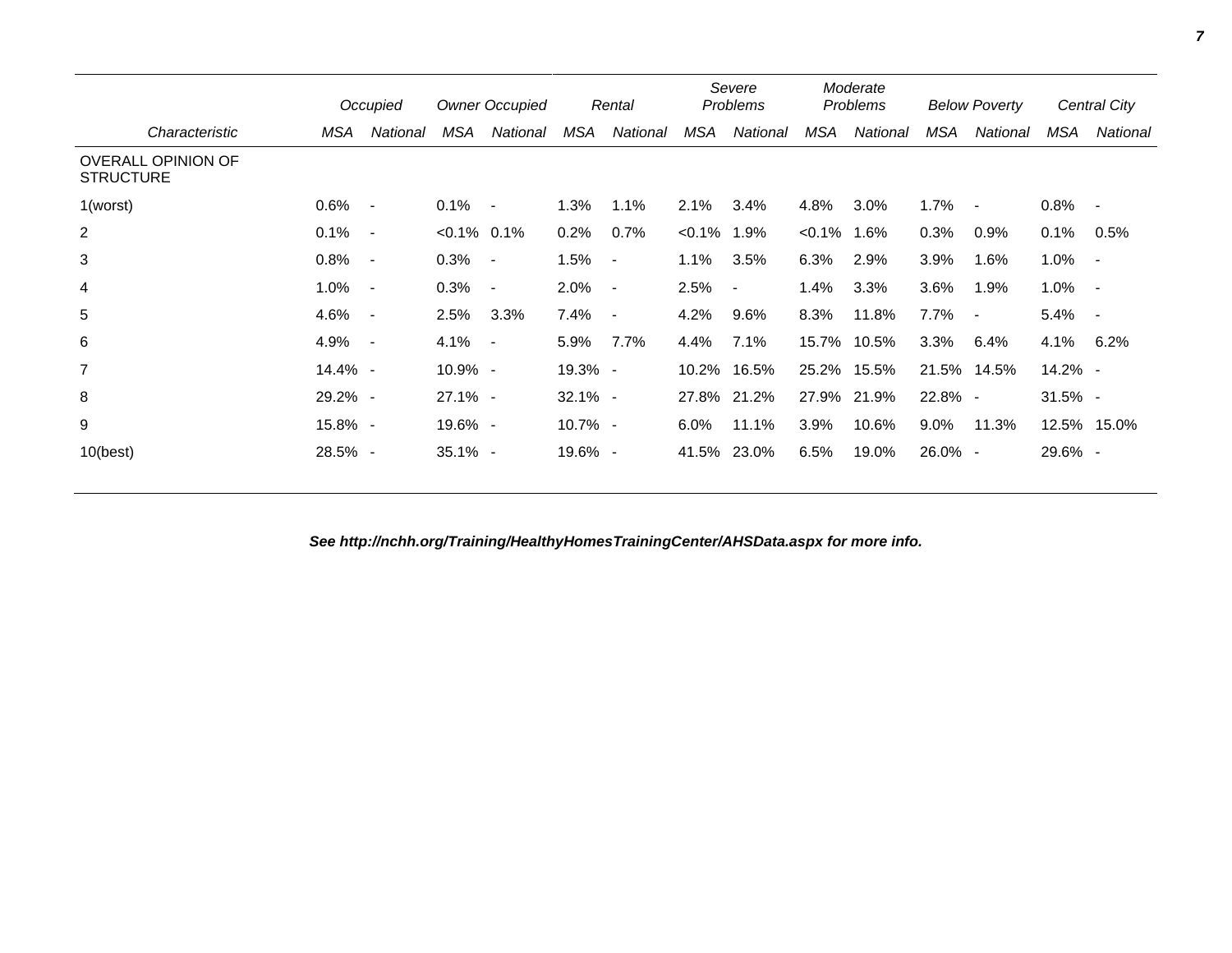| | Occupied | | Owner Occupied | | Rental | | Severe Problems | | Moderate Problems | | Below Poverty | | Central City | |
|---|---|---|---|---|---|---|---|---|---|---|---|---|---|---|
| Characteristic | MSA | National | MSA | National | MSA | National | MSA | National | MSA | National | MSA | National | MSA | National |
| OVERALL OPINION OF STRUCTURE | | | | | | | | | | | | | | |
| 1(worst) | 0.6% | - | 0.1% | - | 1.3% | 1.1% | 2.1% | 3.4% | 4.8% | 3.0% | 1.7% | - | 0.8% | - |
| 2 | 0.1% | - | <0.1% | 0.1% | 0.2% | 0.7% | <0.1% | 1.9% | <0.1% | 1.6% | 0.3% | 0.9% | 0.1% | 0.5% |
| 3 | 0.8% | - | 0.3% | - | 1.5% | - | 1.1% | 3.5% | 6.3% | 2.9% | 3.9% | 1.6% | 1.0% | - |
| 4 | 1.0% | - | 0.3% | - | 2.0% | - | 2.5% | - | 1.4% | 3.3% | 3.6% | 1.9% | 1.0% | - |
| 5 | 4.6% | - | 2.5% | 3.3% | 7.4% | - | 4.2% | 9.6% | 8.3% | 11.8% | 7.7% | - | 5.4% | - |
| 6 | 4.9% | - | 4.1% | - | 5.9% | 7.7% | 4.4% | 7.1% | 15.7% | 10.5% | 3.3% | 6.4% | 4.1% | 6.2% |
| 7 | 14.4% | - | 10.9% | - | 19.3% | - | 10.2% | 16.5% | 25.2% | 15.5% | 21.5% | 14.5% | 14.2% | - |
| 8 | 29.2% | - | 27.1% | - | 32.1% | - | 27.8% | 21.2% | 27.9% | 21.9% | 22.8% | - | 31.5% | - |
| 9 | 15.8% | - | 19.6% | - | 10.7% | - | 6.0% | 11.1% | 3.9% | 10.6% | 9.0% | 11.3% | 12.5% | 15.0% |
| 10(best) | 28.5% | - | 35.1% | - | 19.6% | - | 41.5% | 23.0% | 6.5% | 19.0% | 26.0% | - | 29.6% | - |

***See http://nchh.org/Training/HealthyHomesTrainingCenter/AHSData.aspx for more info.***